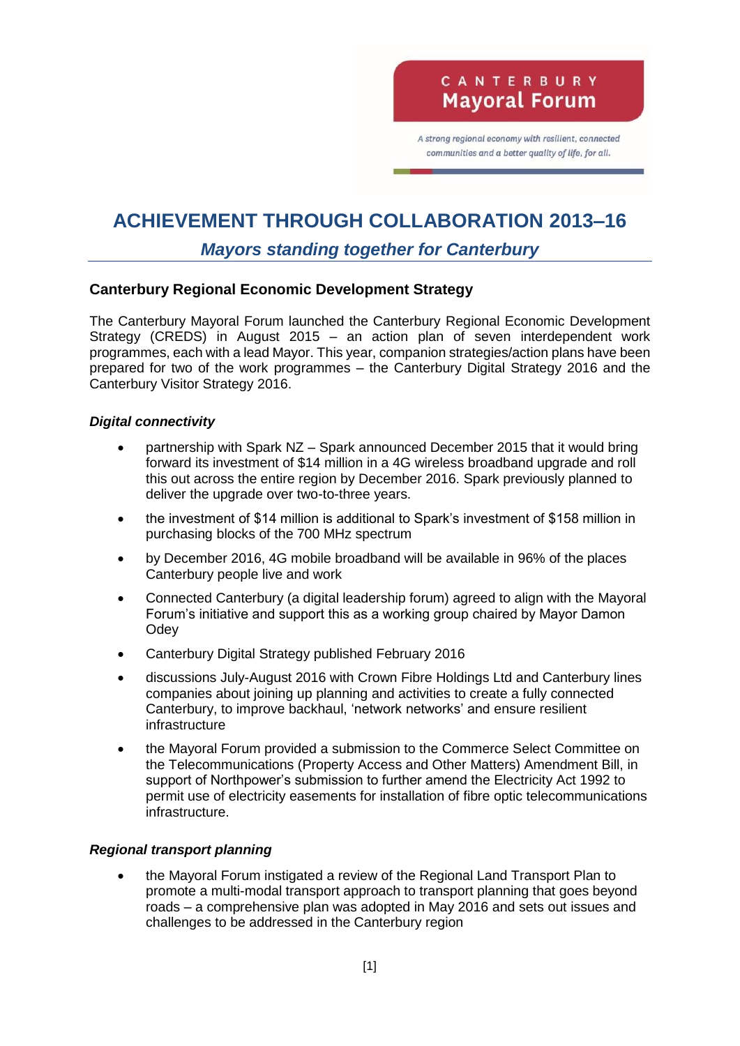CANTERBURY
Mayoral Forum

*A strong regional economy with resilient, connected communities and a better quality of life, for all.*

# ACHIEVEMENT THROUGH COLLABORATION 2013–16

## *Mayors standing together for Canterbury*

### Canterbury Regional Economic Development Strategy

The Canterbury Mayoral Forum launched the Canterbury Regional Economic Development Strategy (CREDS) in August 2015 – an action plan of seven interdependent work programmes, each with a lead Mayor. This year, companion strategies/action plans have been prepared for two of the work programmes – the Canterbury Digital Strategy 2016 and the Canterbury Visitor Strategy 2016.

#### *Digital connectivity*

- partnership with Spark NZ – Spark announced December 2015 that it would bring forward its investment of $14 million in a 4G wireless broadband upgrade and roll this out across the entire region by December 2016. Spark previously planned to deliver the upgrade over two-to-three years.
- the investment of $14 million is additional to Spark's investment of $158 million in purchasing blocks of the 700 MHz spectrum
- by December 2016, 4G mobile broadband will be available in 96% of the places Canterbury people live and work
- Connected Canterbury (a digital leadership forum) agreed to align with the Mayoral Forum's initiative and support this as a working group chaired by Mayor Damon Odey
- Canterbury Digital Strategy published February 2016
- discussions July-August 2016 with Crown Fibre Holdings Ltd and Canterbury lines companies about joining up planning and activities to create a fully connected Canterbury, to improve backhaul, 'network networks' and ensure resilient infrastructure
- the Mayoral Forum provided a submission to the Commerce Select Committee on the Telecommunications (Property Access and Other Matters) Amendment Bill, in support of Northpower's submission to further amend the Electricity Act 1992 to permit use of electricity easements for installation of fibre optic telecommunications infrastructure.

#### *Regional transport planning*

- the Mayoral Forum instigated a review of the Regional Land Transport Plan to promote a multi-modal transport approach to transport planning that goes beyond roads – a comprehensive plan was adopted in May 2016 and sets out issues and challenges to be addressed in the Canterbury region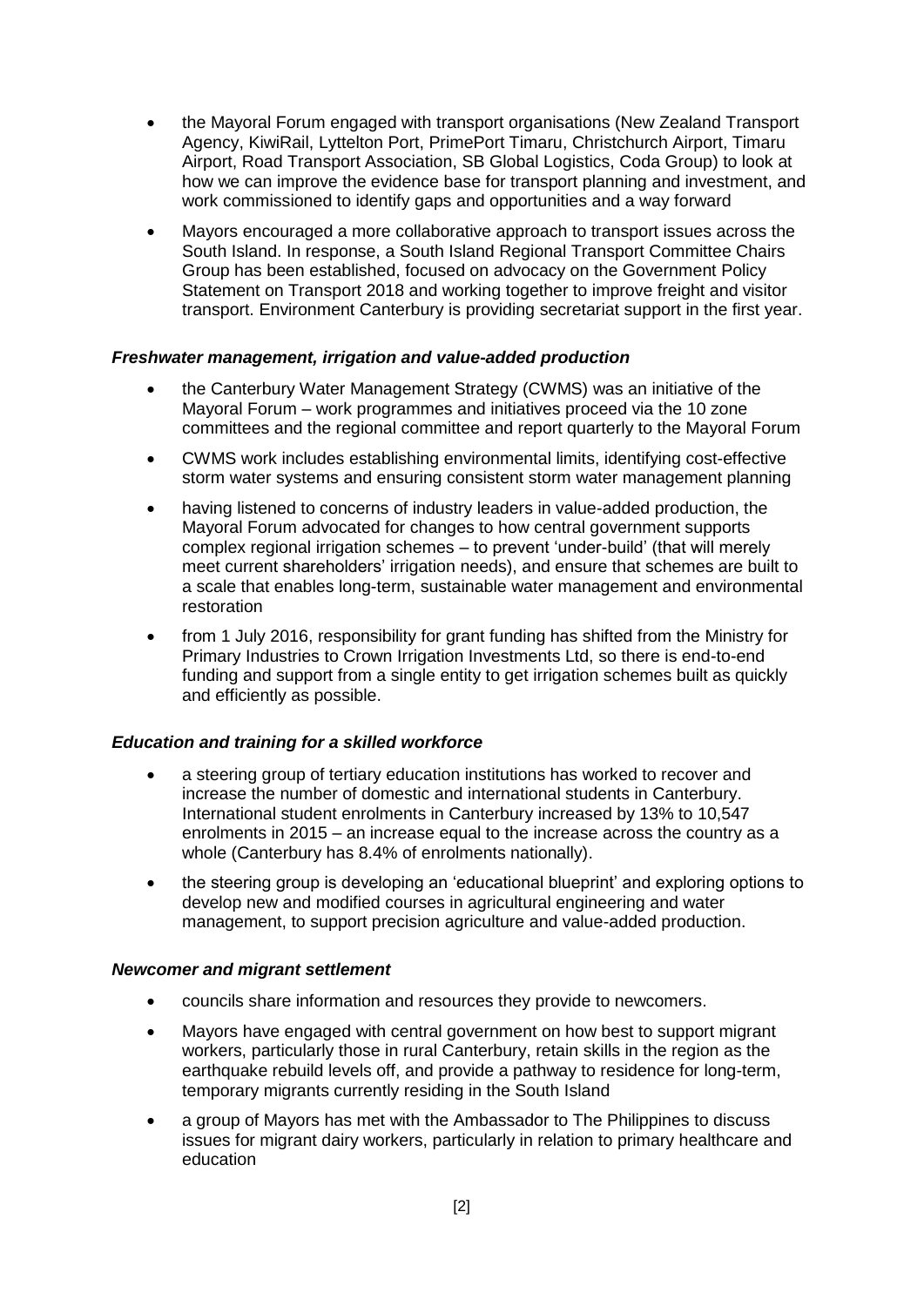- the Mayoral Forum engaged with transport organisations (New Zealand Transport Agency, KiwiRail, Lyttelton Port, PrimePort Timaru, Christchurch Airport, Timaru Airport, Road Transport Association, SB Global Logistics, Coda Group) to look at how we can improve the evidence base for transport planning and investment, and work commissioned to identify gaps and opportunities and a way forward
- Mayors encouraged a more collaborative approach to transport issues across the South Island. In response, a South Island Regional Transport Committee Chairs Group has been established, focused on advocacy on the Government Policy Statement on Transport 2018 and working together to improve freight and visitor transport. Environment Canterbury is providing secretariat support in the first year.

***Freshwater management, irrigation and value-added production***

- the Canterbury Water Management Strategy (CWMS) was an initiative of the Mayoral Forum – work programmes and initiatives proceed via the 10 zone committees and the regional committee and report quarterly to the Mayoral Forum
- CWMS work includes establishing environmental limits, identifying cost-effective storm water systems and ensuring consistent storm water management planning
- having listened to concerns of industry leaders in value-added production, the Mayoral Forum advocated for changes to how central government supports complex regional irrigation schemes – to prevent 'under-build' (that will merely meet current shareholders' irrigation needs), and ensure that schemes are built to a scale that enables long-term, sustainable water management and environmental restoration
- from 1 July 2016, responsibility for grant funding has shifted from the Ministry for Primary Industries to Crown Irrigation Investments Ltd, so there is end-to-end funding and support from a single entity to get irrigation schemes built as quickly and efficiently as possible.

***Education and training for a skilled workforce***

- a steering group of tertiary education institutions has worked to recover and increase the number of domestic and international students in Canterbury. International student enrolments in Canterbury increased by 13% to 10,547 enrolments in 2015 – an increase equal to the increase across the country as a whole (Canterbury has 8.4% of enrolments nationally).
- the steering group is developing an 'educational blueprint' and exploring options to develop new and modified courses in agricultural engineering and water management, to support precision agriculture and value-added production.

***Newcomer and migrant settlement***

- councils share information and resources they provide to newcomers.
- Mayors have engaged with central government on how best to support migrant workers, particularly those in rural Canterbury, retain skills in the region as the earthquake rebuild levels off, and provide a pathway to residence for long-term, temporary migrants currently residing in the South Island
- a group of Mayors has met with the Ambassador to The Philippines to discuss issues for migrant dairy workers, particularly in relation to primary healthcare and education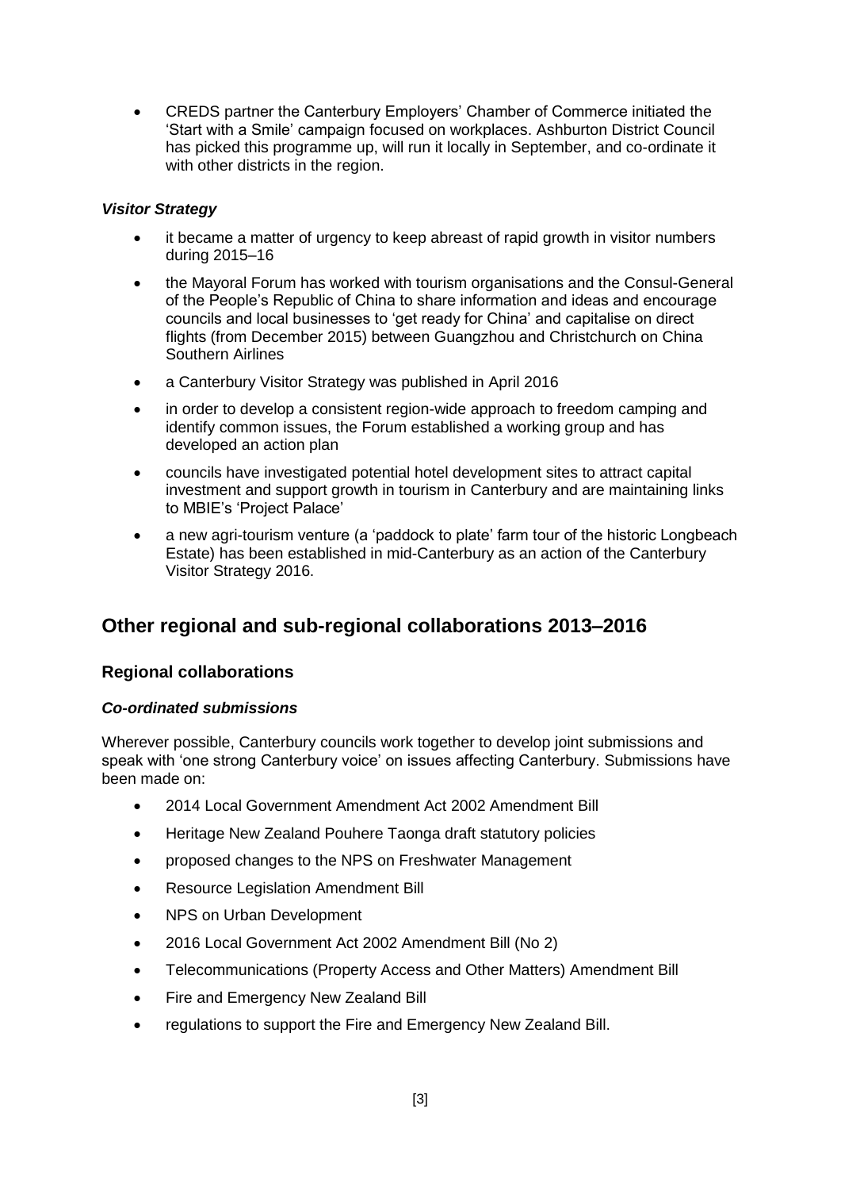- CREDS partner the Canterbury Employers' Chamber of Commerce initiated the 'Start with a Smile' campaign focused on workplaces. Ashburton District Council has picked this programme up, will run it locally in September, and co-ordinate it with other districts in the region.

#### *Visitor Strategy*

- it became a matter of urgency to keep abreast of rapid growth in visitor numbers during 2015–16
- the Mayoral Forum has worked with tourism organisations and the Consul-General of the People's Republic of China to share information and ideas and encourage councils and local businesses to 'get ready for China' and capitalise on direct flights (from December 2015) between Guangzhou and Christchurch on China Southern Airlines
- a Canterbury Visitor Strategy was published in April 2016
- in order to develop a consistent region-wide approach to freedom camping and identify common issues, the Forum established a working group and has developed an action plan
- councils have investigated potential hotel development sites to attract capital investment and support growth in tourism in Canterbury and are maintaining links to MBIE's 'Project Palace'
- a new agri-tourism venture (a 'paddock to plate' farm tour of the historic Longbeach Estate) has been established in mid-Canterbury as an action of the Canterbury Visitor Strategy 2016.

## Other regional and sub-regional collaborations 2013–2016

### Regional collaborations

#### *Co-ordinated submissions*

Wherever possible, Canterbury councils work together to develop joint submissions and speak with 'one strong Canterbury voice' on issues affecting Canterbury. Submissions have been made on:

- 2014 Local Government Amendment Act 2002 Amendment Bill
- Heritage New Zealand Pouhere Taonga draft statutory policies
- proposed changes to the NPS on Freshwater Management
- Resource Legislation Amendment Bill
- NPS on Urban Development
- 2016 Local Government Act 2002 Amendment Bill (No 2)
- Telecommunications (Property Access and Other Matters) Amendment Bill
- Fire and Emergency New Zealand Bill
- regulations to support the Fire and Emergency New Zealand Bill.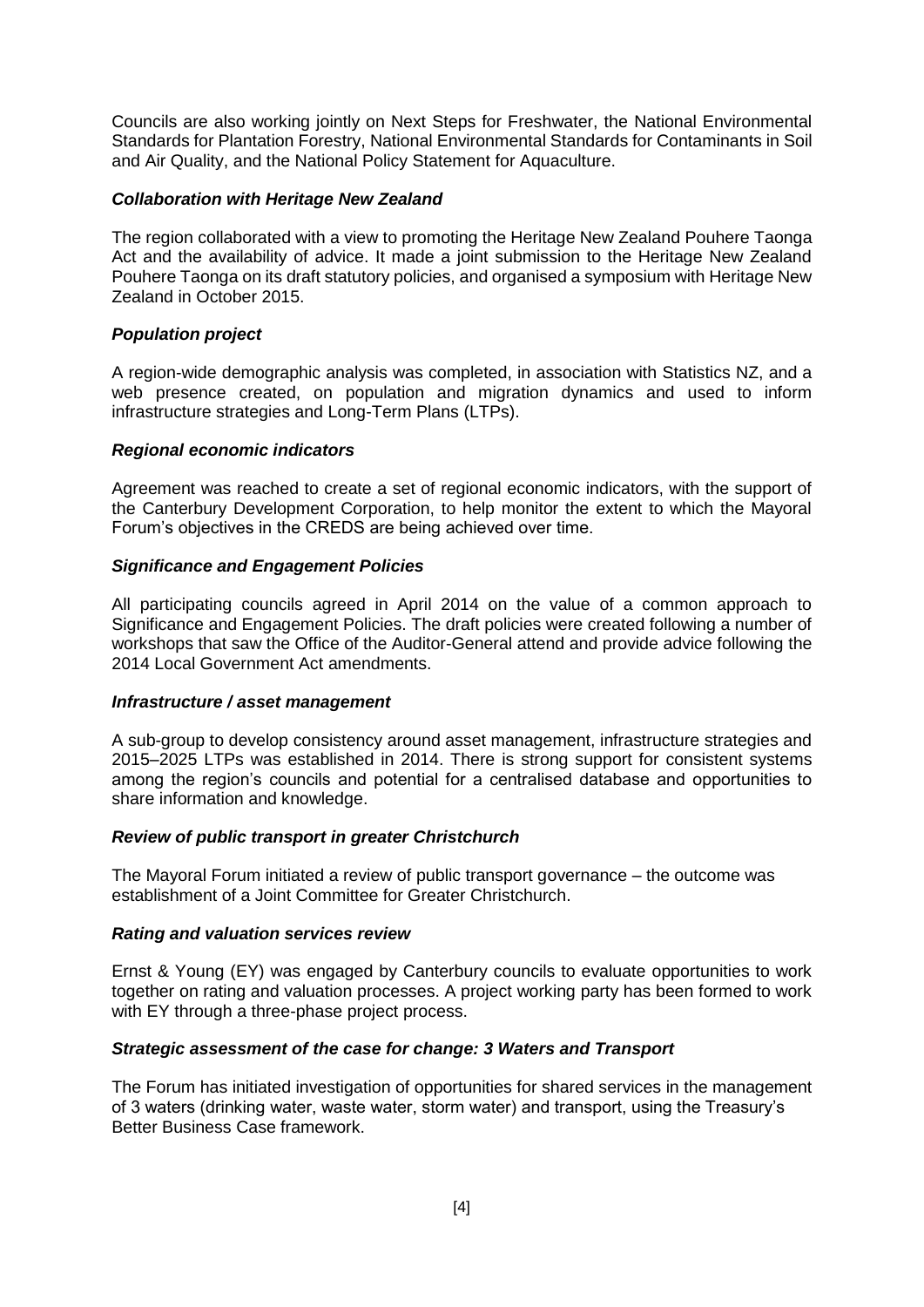Councils are also working jointly on Next Steps for Freshwater, the National Environmental Standards for Plantation Forestry, National Environmental Standards for Contaminants in Soil and Air Quality, and the National Policy Statement for Aquaculture.

### *Collaboration with Heritage New Zealand*

The region collaborated with a view to promoting the Heritage New Zealand Pouhere Taonga Act and the availability of advice. It made a joint submission to the Heritage New Zealand Pouhere Taonga on its draft statutory policies, and organised a symposium with Heritage New Zealand in October 2015.

### *Population project*

A region-wide demographic analysis was completed, in association with Statistics NZ, and a web presence created, on population and migration dynamics and used to inform infrastructure strategies and Long-Term Plans (LTPs).

### *Regional economic indicators*

Agreement was reached to create a set of regional economic indicators, with the support of the Canterbury Development Corporation, to help monitor the extent to which the Mayoral Forum's objectives in the CREDS are being achieved over time.

### *Significance and Engagement Policies*

All participating councils agreed in April 2014 on the value of a common approach to Significance and Engagement Policies. The draft policies were created following a number of workshops that saw the Office of the Auditor-General attend and provide advice following the 2014 Local Government Act amendments.

### *Infrastructure / asset management*

A sub-group to develop consistency around asset management, infrastructure strategies and 2015–2025 LTPs was established in 2014. There is strong support for consistent systems among the region's councils and potential for a centralised database and opportunities to share information and knowledge.

### *Review of public transport in greater Christchurch*

The Mayoral Forum initiated a review of public transport governance – the outcome was establishment of a Joint Committee for Greater Christchurch.

### *Rating and valuation services review*

Ernst & Young (EY) was engaged by Canterbury councils to evaluate opportunities to work together on rating and valuation processes. A project working party has been formed to work with EY through a three-phase project process.

### *Strategic assessment of the case for change: 3 Waters and Transport*

The Forum has initiated investigation of opportunities for shared services in the management of 3 waters (drinking water, waste water, storm water) and transport, using the Treasury's Better Business Case framework.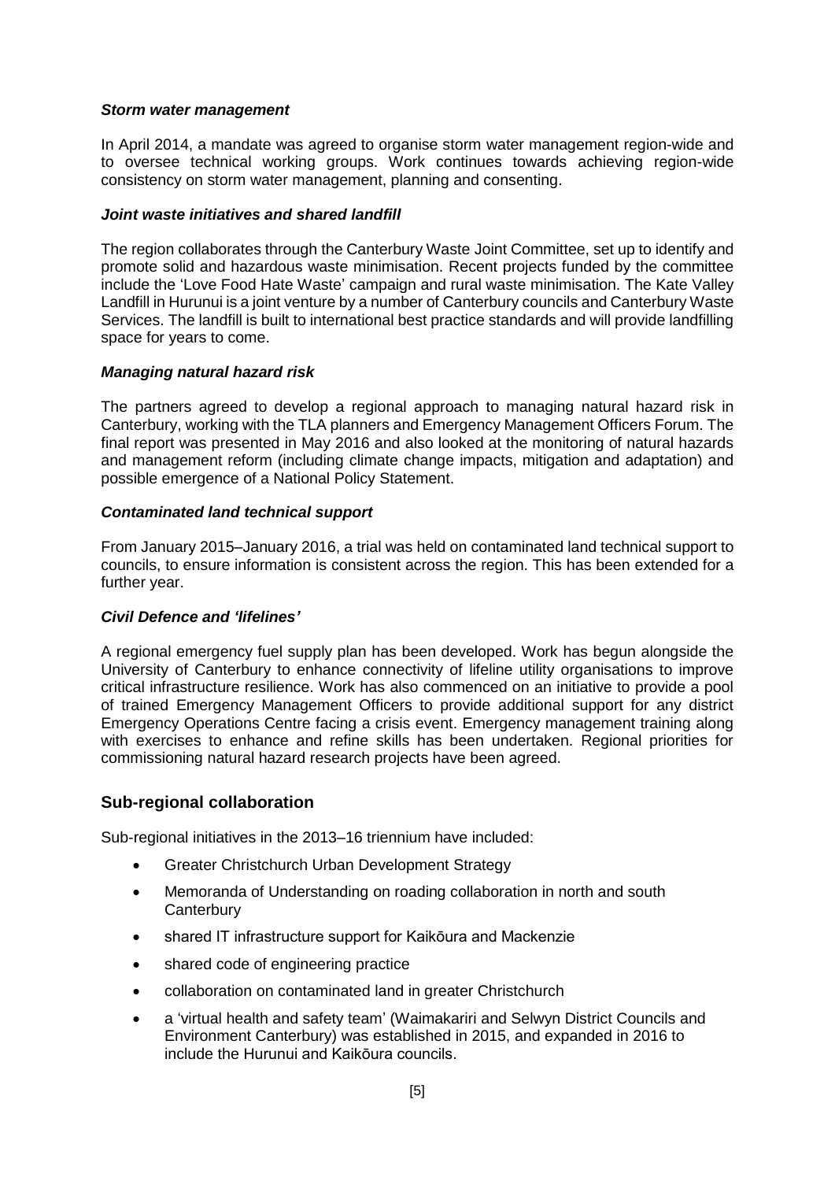***Storm water management***

In April 2014, a mandate was agreed to organise storm water management region-wide and to oversee technical working groups. Work continues towards achieving region-wide consistency on storm water management, planning and consenting.

***Joint waste initiatives and shared landfill***

The region collaborates through the Canterbury Waste Joint Committee, set up to identify and promote solid and hazardous waste minimisation. Recent projects funded by the committee include the 'Love Food Hate Waste' campaign and rural waste minimisation. The Kate Valley Landfill in Hurunui is a joint venture by a number of Canterbury councils and Canterbury Waste Services. The landfill is built to international best practice standards and will provide landfilling space for years to come.

***Managing natural hazard risk***

The partners agreed to develop a regional approach to managing natural hazard risk in Canterbury, working with the TLA planners and Emergency Management Officers Forum. The final report was presented in May 2016 and also looked at the monitoring of natural hazards and management reform (including climate change impacts, mitigation and adaptation) and possible emergence of a National Policy Statement.

***Contaminated land technical support***

From January 2015–January 2016, a trial was held on contaminated land technical support to councils, to ensure information is consistent across the region. This has been extended for a further year.

***Civil Defence and 'lifelines'***

A regional emergency fuel supply plan has been developed. Work has begun alongside the University of Canterbury to enhance connectivity of lifeline utility organisations to improve critical infrastructure resilience. Work has also commenced on an initiative to provide a pool of trained Emergency Management Officers to provide additional support for any district Emergency Operations Centre facing a crisis event. Emergency management training along with exercises to enhance and refine skills has been undertaken. Regional priorities for commissioning natural hazard research projects have been agreed.

## Sub-regional collaboration

Sub-regional initiatives in the 2013–16 triennium have included:

- Greater Christchurch Urban Development Strategy
- Memoranda of Understanding on roading collaboration in north and south Canterbury
- shared IT infrastructure support for Kaikōura and Mackenzie
- shared code of engineering practice
- collaboration on contaminated land in greater Christchurch
- a 'virtual health and safety team' (Waimakariri and Selwyn District Councils and Environment Canterbury) was established in 2015, and expanded in 2016 to include the Hurunui and Kaikōura councils.